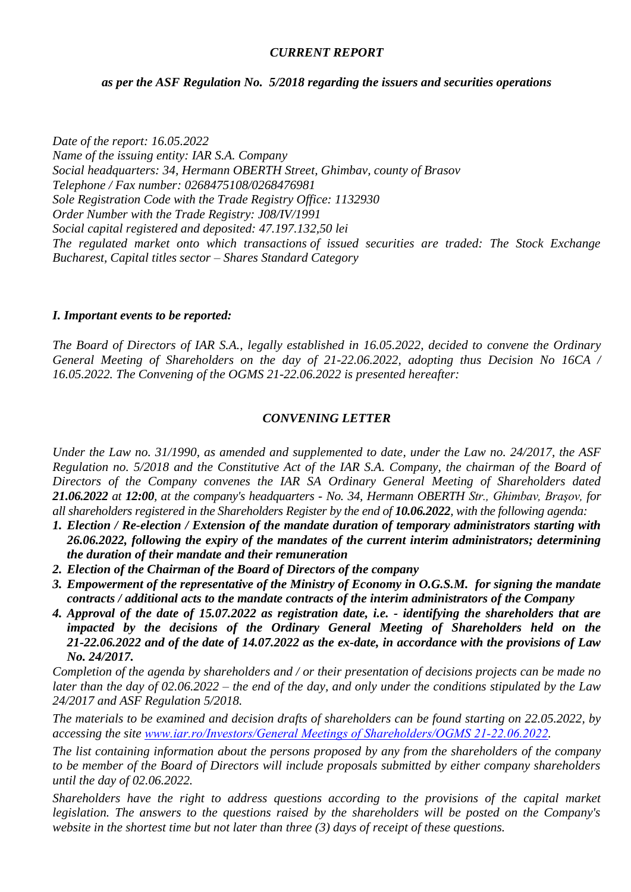***CURRENT REPORT***

***as per the ASF Regulation No. 5/2018 regarding the issuers and securities operations***

*Date of the report: 16.05.2022*
*Name of the issuing entity: IAR S.A. Company*
*Social headquarters: 34, Hermann OBERTH Street, Ghimbav, county of Brasov*
*Telephone / Fax number: 0268475108/0268476981*
*Sole Registration Code with the Trade Registry Office: 1132930*
*Order Number with the Trade Registry: J08/IV/1991*
*Social capital registered and deposited: 47.197.132,50 lei*
*The regulated market onto which transactions of issued securities are traded: The Stock Exchange Bucharest, Capital titles sector – Shares Standard Category*

***I. Important events to be reported:***

*The Board of Directors of IAR S.A., legally established in 16.05.2022, decided to convene the Ordinary General Meeting of Shareholders on the day of 21-22.06.2022, adopting thus Decision No 16CA / 16.05.2022. The Convening of the OGMS 21-22.06.2022 is presented hereafter:*

***CONVENING LETTER***

*Under the Law no. 31/1990, as amended and supplemented to date, under the Law no. 24/2017, the ASF Regulation no. 5/2018 and the Constitutive Act of the IAR S.A. Company, the chairman of the Board of Directors of the Company convenes the IAR SA Ordinary General Meeting of Shareholders dated* ***21.06.2022*** *at* ***12:00****, at the company's headquarters - No. 34, Hermann OBERTH Str., Ghimbav, Braşov, for all shareholders registered in the Shareholders Register by the end of* ***10.06.2022****, with the following agenda:*

1. ***Election / Re-election / Extension of the mandate duration of temporary administrators starting with 26.06.2022, following the expiry of the mandates of the current interim administrators; determining the duration of their mandate and their remuneration***
2. ***Election of the Chairman of the Board of Directors of the company***
3. ***Empowerment of the representative of the Ministry of Economy in O.G.S.M. for signing the mandate contracts / additional acts to the mandate contracts of the interim administrators of the Company***
4. ***Approval of the date of 15.07.2022 as registration date, i.e. - identifying the shareholders that are impacted by the decisions of the Ordinary General Meeting of Shareholders held on the 21-22.06.2022 and of the date of 14.07.2022 as the ex-date, in accordance with the provisions of Law No. 24/2017.***

*Completion of the agenda by shareholders and / or their presentation of decisions projects can be made no later than the day of 02.06.2022 – the end of the day, and only under the conditions stipulated by the Law 24/2017 and ASF Regulation 5/2018.*

*The materials to be examined and decision drafts of shareholders can be found starting on 22.05.2022, by accessing the site www.iar.ro/Investors/General Meetings of Shareholders/OGMS 21-22.06.2022.*

*The list containing information about the persons proposed by any from the shareholders of the company to be member of the Board of Directors will include proposals submitted by either company shareholders until the day of 02.06.2022.*

*Shareholders have the right to address questions according to the provisions of the capital market legislation. The answers to the questions raised by the shareholders will be posted on the Company's website in the shortest time but not later than three (3) days of receipt of these questions.*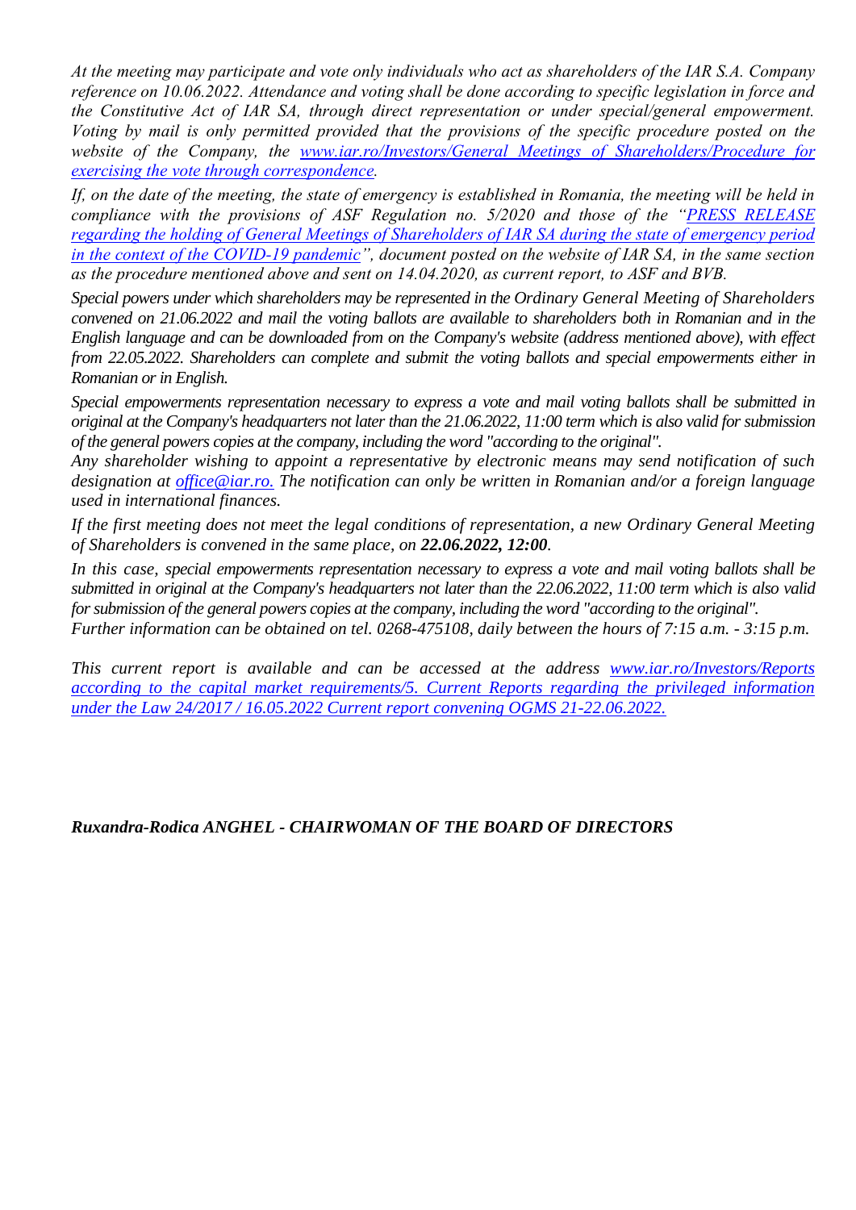*At the meeting may participate and vote only individuals who act as shareholders of the IAR S.A. Company reference on 10.06.2022. Attendance and voting shall be done according to specific legislation in force and the Constitutive Act of IAR SA, through direct representation or under special/general empowerment. Voting by mail is only permitted provided that the provisions of the specific procedure posted on the website of the Company, the www.iar.ro/Investors/General Meetings of Shareholders/Procedure for exercising the vote through correspondence.*

*If, on the date of the meeting, the state of emergency is established in Romania, the meeting will be held in compliance with the provisions of ASF Regulation no. 5/2020 and those of the "PRESS RELEASE regarding the holding of General Meetings of Shareholders of IAR SA during the state of emergency period in the context of the COVID-19 pandemic", document posted on the website of IAR SA, in the same section as the procedure mentioned above and sent on 14.04.2020, as current report, to ASF and BVB.*

*Special powers under which shareholders may be represented in the Ordinary General Meeting of Shareholders convened on 21.06.2022 and mail the voting ballots are available to shareholders both in Romanian and in the English language and can be downloaded from on the Company's website (address mentioned above), with effect from 22.05.2022. Shareholders can complete and submit the voting ballots and special empowerments either in Romanian or in English.*

*Special empowerments representation necessary to express a vote and mail voting ballots shall be submitted in original at the Company's headquarters not later than the 21.06.2022, 11:00 term which is also valid for submission of the general powers copies at the company, including the word "according to the original".*

*Any shareholder wishing to appoint a representative by electronic means may send notification of such designation at office@iar.ro. The notification can only be written in Romanian and/or a foreign language used in international finances.*

*If the first meeting does not meet the legal conditions of representation, a new Ordinary General Meeting of Shareholders is convened in the same place, on **22.06.2022, 12:00**.*

*In this case, special empowerments representation necessary to express a vote and mail voting ballots shall be submitted in original at the Company's headquarters not later than the 22.06.2022, 11:00 term which is also valid for submission of the general powers copies at the company, including the word "according to the original".*

*Further information can be obtained on tel. 0268-475108, daily between the hours of 7:15 a.m. - 3:15 p.m.*

*This current report is available and can be accessed at the address www.iar.ro/Investors/Reports according to the capital market requirements/5. Current Reports regarding the privileged information under the Law 24/2017 / 16.05.2022 Current report convening OGMS 21-22.06.2022.*

***Ruxandra-Rodica ANGHEL - CHAIRWOMAN OF THE BOARD OF DIRECTORS***